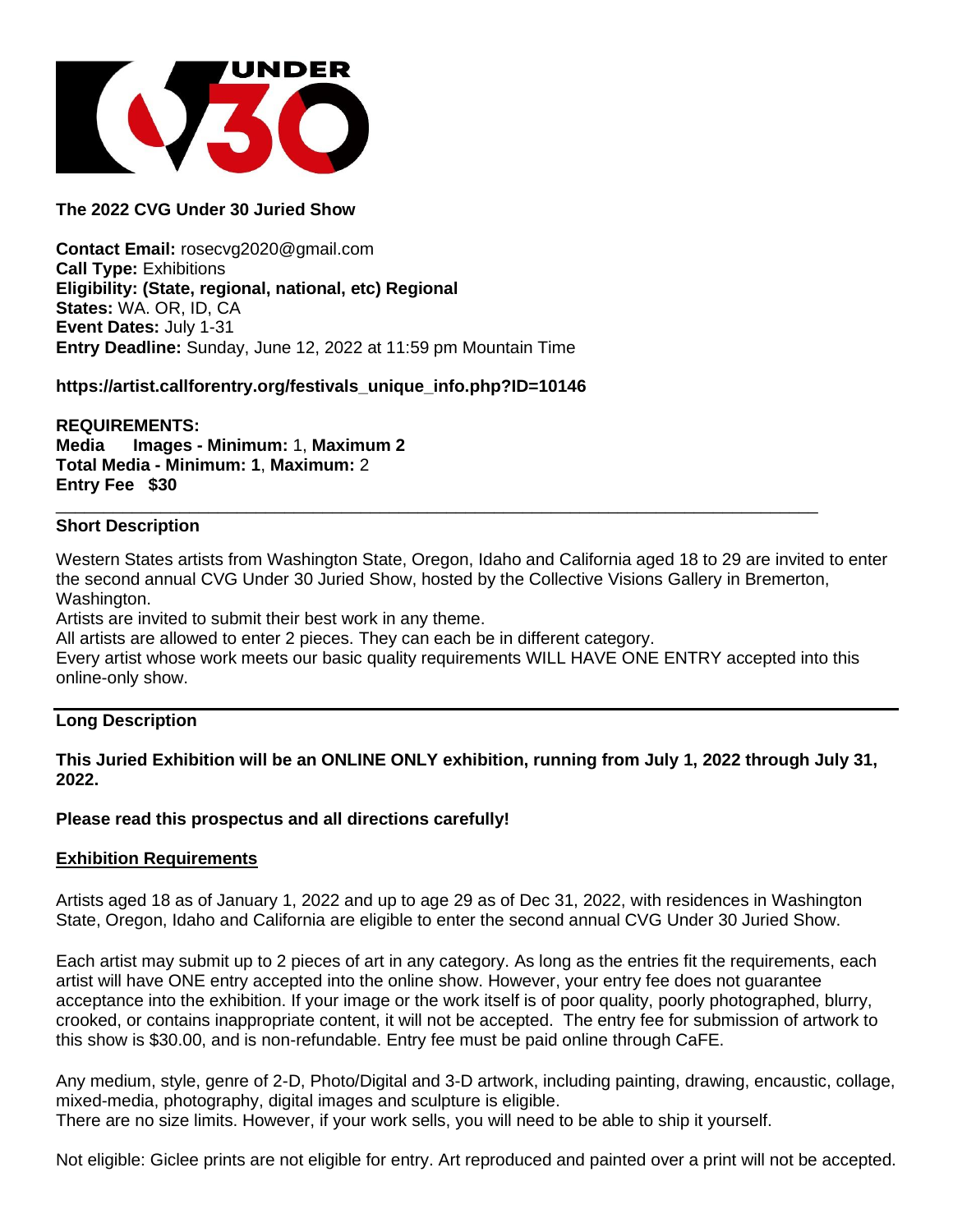**The 2022 CVG Under 30 Juried Show**

**Contact Email:** rosecvg2020@gmail.com
**Call Type:** Exhibitions
**Eligibility: (State, regional, national, etc) Regional**
**States:** WA. OR, ID, CA
**Event Dates:** July 1-31
**Entry Deadline:** Sunday, June 12, 2022 at 11:59 pm Mountain Time

**https://artist.callforentry.org/festivals_unique_info.php?ID=10146**

**REQUIREMENTS:**
**Media Images - Minimum:** 1, **Maximum 2**
**Total Media - Minimum: 1**, **Maximum:** 2
**Entry Fee $30**

---

**Short Description**

Western States artists from Washington State, Oregon, Idaho and California aged 18 to 29 are invited to enter the second annual CVG Under 30 Juried Show, hosted by the Collective Visions Gallery in Bremerton, Washington.
Artists are invited to submit their best work in any theme.
All artists are allowed to enter 2 pieces. They can each be in different category.
Every artist whose work meets our basic quality requirements WILL HAVE ONE ENTRY accepted into this online-only show.

---

**Long Description**

**This Juried Exhibition will be an ONLINE ONLY exhibition, running from July 1, 2022 through July 31, 2022.**

**Please read this prospectus and all directions carefully!**

**<u>Exhibition Requirements</u>**

Artists aged 18 as of January 1, 2022 and up to age 29 as of Dec 31, 2022, with residences in Washington State, Oregon, Idaho and California are eligible to enter the second annual CVG Under 30 Juried Show.

Each artist may submit up to 2 pieces of art in any category. As long as the entries fit the requirements, each artist will have ONE entry accepted into the online show. However, your entry fee does not guarantee acceptance into the exhibition. If your image or the work itself is of poor quality, poorly photographed, blurry, crooked, or contains inappropriate content, it will not be accepted. The entry fee for submission of artwork to this show is $30.00, and is non-refundable. Entry fee must be paid online through CaFE.

Any medium, style, genre of 2-D, Photo/Digital and 3-D artwork, including painting, drawing, encaustic, collage, mixed-media, photography, digital images and sculpture is eligible.
There are no size limits. However, if your work sells, you will need to be able to ship it yourself.

Not eligible: Giclee prints are not eligible for entry. Art reproduced and painted over a print will not be accepted.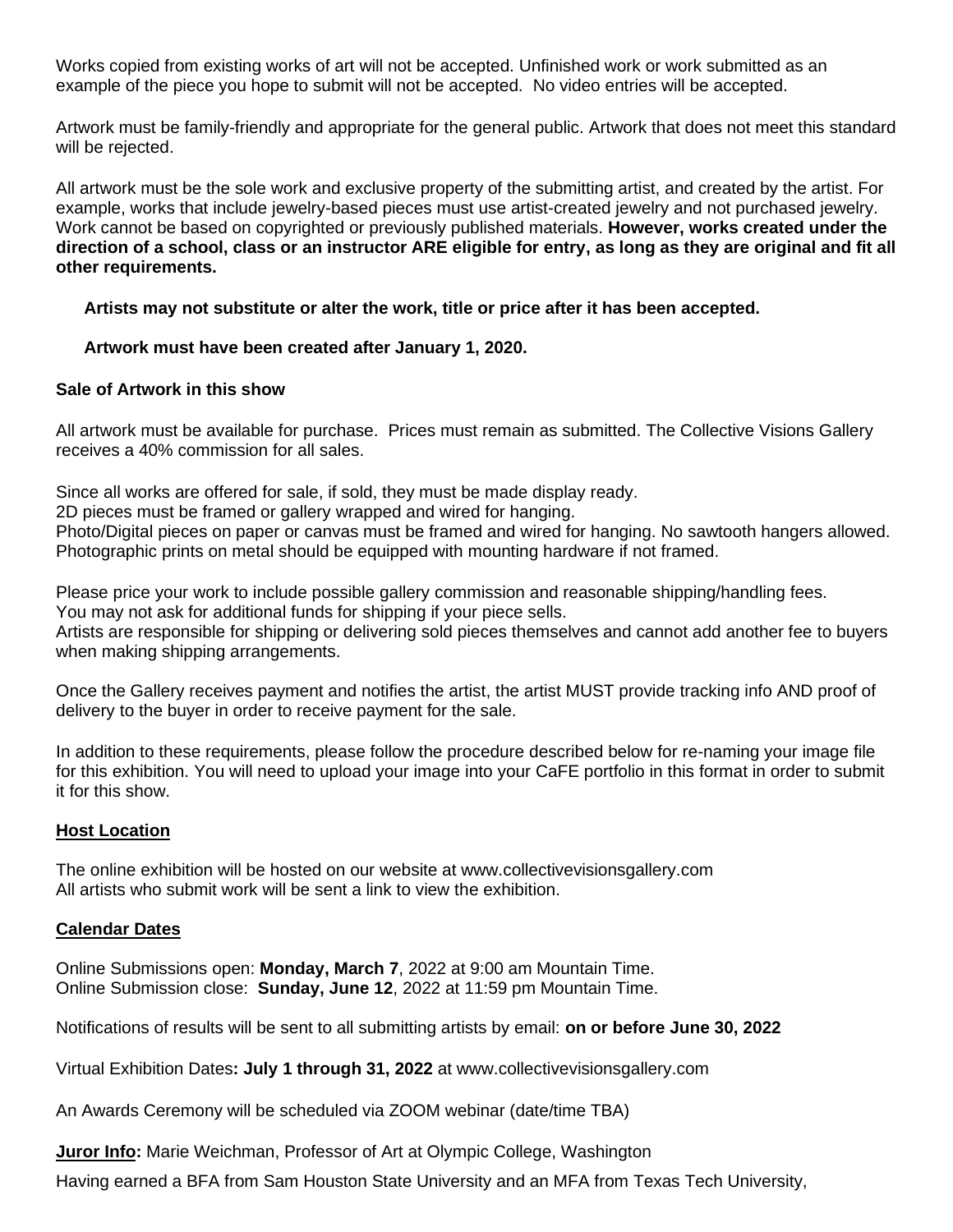Works copied from existing works of art will not be accepted. Unfinished work or work submitted as an example of the piece you hope to submit will not be accepted. No video entries will be accepted.

Artwork must be family-friendly and appropriate for the general public. Artwork that does not meet this standard will be rejected.

All artwork must be the sole work and exclusive property of the submitting artist, and created by the artist. For example, works that include jewelry-based pieces must use artist-created jewelry and not purchased jewelry. Work cannot be based on copyrighted or previously published materials. **However, works created under the direction of a school, class or an instructor ARE eligible for entry, as long as they are original and fit all other requirements.**

**Artists may not substitute or alter the work, title or price after it has been accepted.**

**Artwork must have been created after January 1, 2020.**

**Sale of Artwork in this show**

All artwork must be available for purchase. Prices must remain as submitted. The Collective Visions Gallery receives a 40% commission for all sales.

Since all works are offered for sale, if sold, they must be made display ready.
2D pieces must be framed or gallery wrapped and wired for hanging.
Photo/Digital pieces on paper or canvas must be framed and wired for hanging. No sawtooth hangers allowed.
Photographic prints on metal should be equipped with mounting hardware if not framed.

Please price your work to include possible gallery commission and reasonable shipping/handling fees.
You may not ask for additional funds for shipping if your piece sells.
Artists are responsible for shipping or delivering sold pieces themselves and cannot add another fee to buyers when making shipping arrangements.

Once the Gallery receives payment and notifies the artist, the artist MUST provide tracking info AND proof of delivery to the buyer in order to receive payment for the sale.

In addition to these requirements, please follow the procedure described below for re-naming your image file for this exhibition. You will need to upload your image into your CaFE portfolio in this format in order to submit it for this show.

**Host Location**

The online exhibition will be hosted on our website at www.collectivevisionsgallery.com
All artists who submit work will be sent a link to view the exhibition.

**Calendar Dates**

Online Submissions open: **Monday, March 7**, 2022 at 9:00 am Mountain Time.
Online Submission close: **Sunday, June 12**, 2022 at 11:59 pm Mountain Time.

Notifications of results will be sent to all submitting artists by email: **on or before June 30, 2022**

Virtual Exhibition Dates**: July 1 through 31, 2022** at www.collectivevisionsgallery.com

An Awards Ceremony will be scheduled via ZOOM webinar (date/time TBA)

**Juror Info:** Marie Weichman, Professor of Art at Olympic College, Washington

Having earned a BFA from Sam Houston State University and an MFA from Texas Tech University,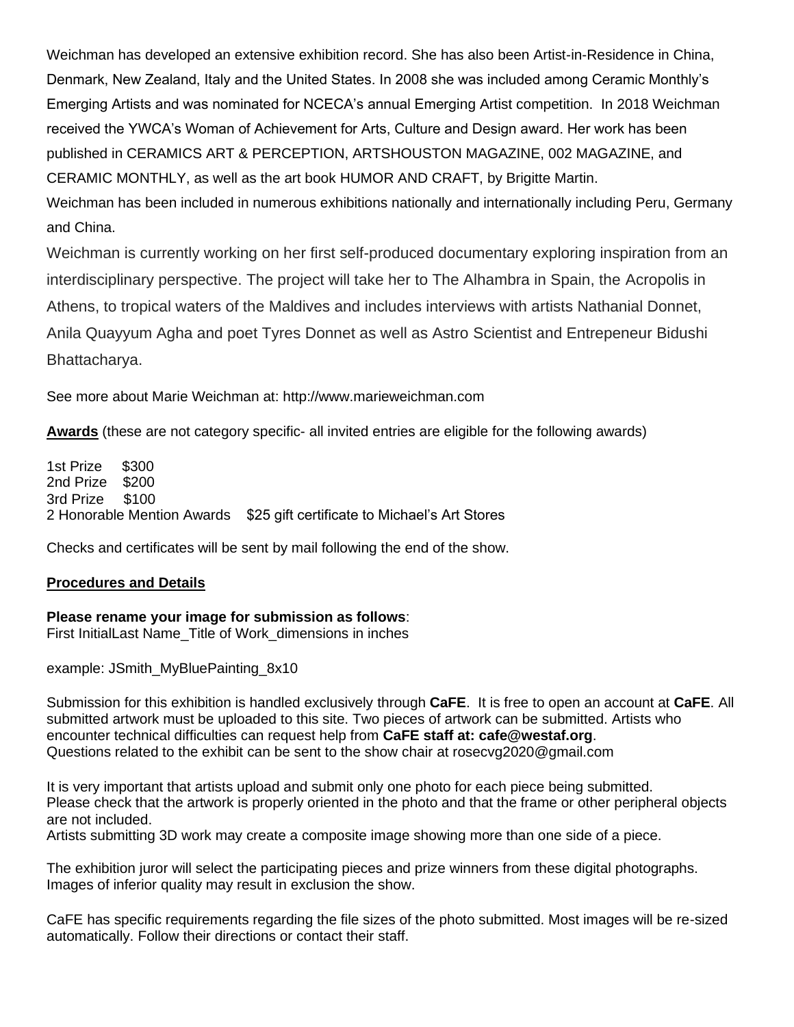Weichman has developed an extensive exhibition record. She has also been Artist-in-Residence in China, Denmark, New Zealand, Italy and the United States. In 2008 she was included among Ceramic Monthly's Emerging Artists and was nominated for NCECA's annual Emerging Artist competition. In 2018 Weichman received the YWCA's Woman of Achievement for Arts, Culture and Design award. Her work has been published in CERAMICS ART & PERCEPTION, ARTSHOUSTON MAGAZINE, 002 MAGAZINE, and CERAMIC MONTHLY, as well as the art book HUMOR AND CRAFT, by Brigitte Martin.
Weichman has been included in numerous exhibitions nationally and internationally including Peru, Germany and China.

Weichman is currently working on her first self-produced documentary exploring inspiration from an interdisciplinary perspective. The project will take her to The Alhambra in Spain, the Acropolis in Athens, to tropical waters of the Maldives and includes interviews with artists Nathanial Donnet, Anila Quayyum Agha and poet Tyres Donnet as well as Astro Scientist and Entrepeneur Bidushi Bhattacharya.

See more about Marie Weichman at: http://www.marieweichman.com

**Awards** (these are not category specific- all invited entries are eligible for the following awards)

1st Prize $300
2nd Prize $200
3rd Prize $100
2 Honorable Mention Awards $25 gift certificate to Michael's Art Stores

Checks and certificates will be sent by mail following the end of the show.

**Procedures and Details**

**Please rename your image for submission as follows**:
First InitialLast Name_Title of Work_dimensions in inches

example: JSmith_MyBluePainting_8x10

Submission for this exhibition is handled exclusively through **CaFE**. It is free to open an account at **CaFE**. All submitted artwork must be uploaded to this site. Two pieces of artwork can be submitted. Artists who encounter technical difficulties can request help from **CaFE staff at: cafe@westaf.org**.
Questions related to the exhibit can be sent to the show chair at rosecvg2020@gmail.com

It is very important that artists upload and submit only one photo for each piece being submitted.
Please check that the artwork is properly oriented in the photo and that the frame or other peripheral objects are not included.
Artists submitting 3D work may create a composite image showing more than one side of a piece.

The exhibition juror will select the participating pieces and prize winners from these digital photographs. Images of inferior quality may result in exclusion the show.

CaFE has specific requirements regarding the file sizes of the photo submitted. Most images will be re-sized automatically. Follow their directions or contact their staff.